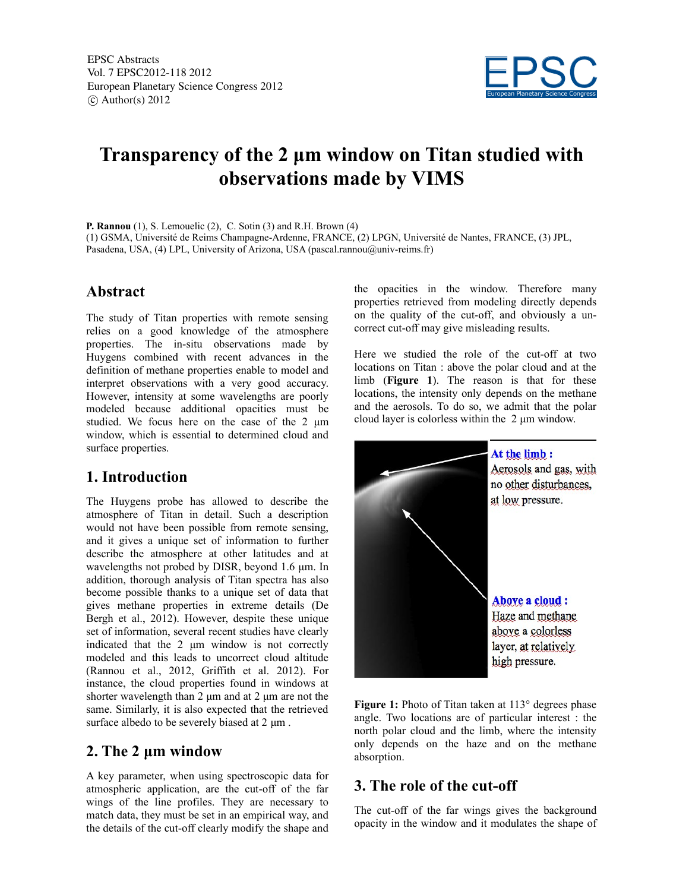EPSC Abstracts
Vol. 7 EPSC2012-118 2012
European Planetary Science Congress 2012
© Author(s) 2012

# Transparency of the 2 µm window on Titan studied with observations made by VIMS

**P. Rannou** (1), S. Lemouelic (2), C. Sotin (3) and R.H. Brown (4)
(1) GSMA, Université de Reims Champagne-Ardenne, FRANCE, (2) LPGN, Université de Nantes, FRANCE, (3) JPL, Pasadena, USA, (4) LPL, University of Arizona, USA (pascal.rannou@univ-reims.fr)

## Abstract

The study of Titan properties with remote sensing relies on a good knowledge of the atmosphere properties. The in-situ observations made by Huygens combined with recent advances in the definition of methane properties enable to model and interpret observations with a very good accuracy. However, intensity at some wavelengths are poorly modeled because additional opacities must be studied. We focus here on the case of the 2 µm window, which is essential to determined cloud and surface properties.

## 1. Introduction

The Huygens probe has allowed to describe the atmosphere of Titan in detail. Such a description would not have been possible from remote sensing, and it gives a unique set of information to further describe the atmosphere at other latitudes and at wavelengths not probed by DISR, beyond 1.6 µm. In addition, thorough analysis of Titan spectra has also become possible thanks to a unique set of data that gives methane properties in extreme details (De Bergh et al., 2012). However, despite these unique set of information, several recent studies have clearly indicated that the 2 µm window is not correctly modeled and this leads to uncorrect cloud altitude (Rannou et al., 2012, Griffith et al. 2012). For instance, the cloud properties found in windows at shorter wavelength than 2 µm and at 2 µm are not the same. Similarly, it is also expected that the retrieved surface albedo to be severely biased at 2 µm .

## 2. The 2 µm window

A key parameter, when using spectroscopic data for atmospheric application, are the cut-off of the far wings of the line profiles. They are necessary to match data, they must be set in an empirical way, and the details of the cut-off clearly modify the shape and the opacities in the window. Therefore many properties retrieved from modeling directly depends on the quality of the cut-off, and obviously a uncorrect cut-off may give misleading results.

Here we studied the role of the cut-off at two locations on Titan : above the polar cloud and at the limb (**Figure 1**). The reason is that for these locations, the intensity only depends on the methane and the aerosols. To do so, we admit that the polar cloud layer is colorless within the 2 µm window.

**At the limb :** Aerosols and gas, with no other disturbances, at low pressure.

**Above a cloud :** Haze and methane above a colorless layer, at relatively high pressure.

**Figure 1:** Photo of Titan taken at 113° degrees phase angle. Two locations are of particular interest : the north polar cloud and the limb, where the intensity only depends on the haze and on the methane absorption.

## 3. The role of the cut-off

The cut-off of the far wings gives the background opacity in the window and it modulates the shape of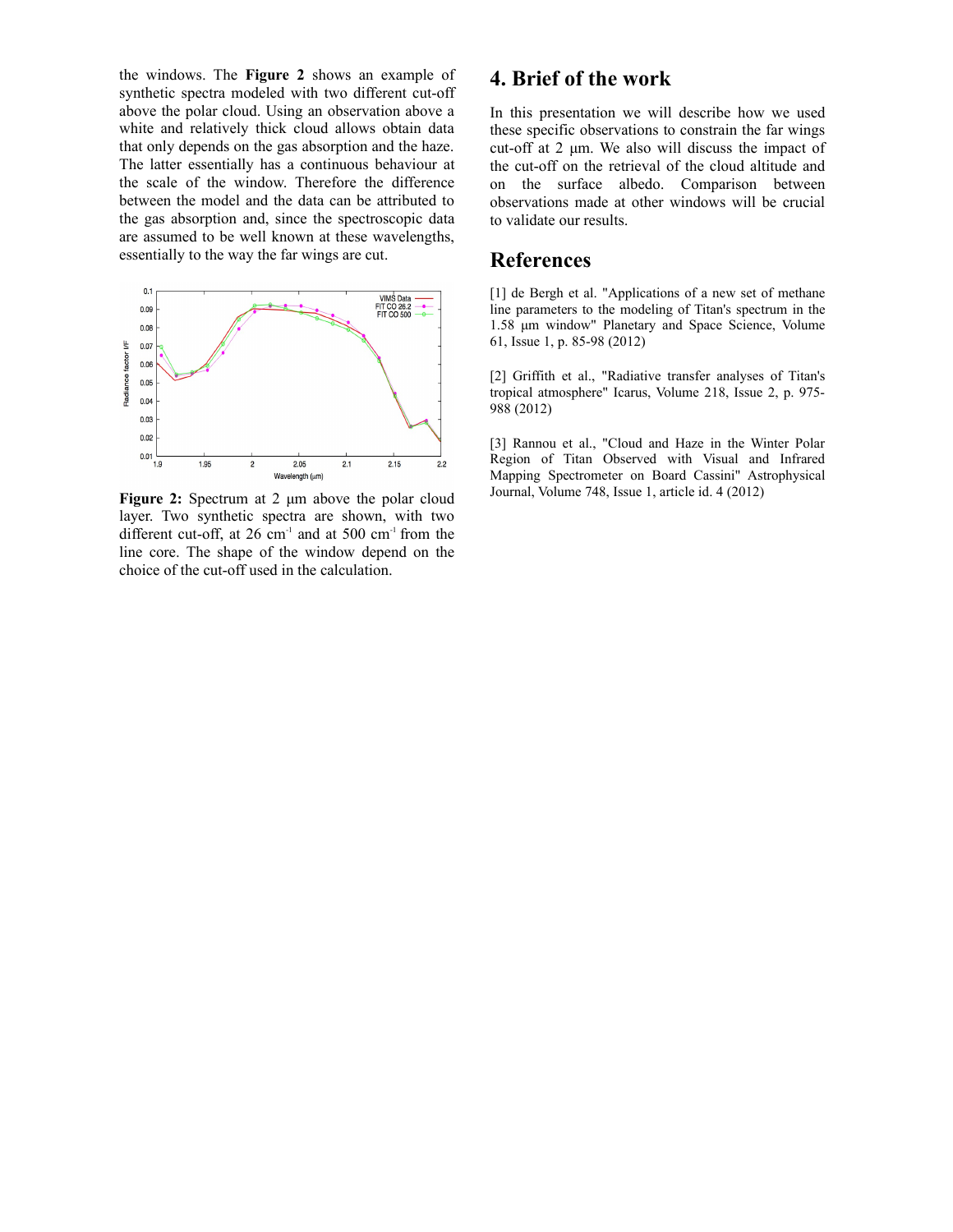the windows. The **Figure 2** shows an example of synthetic spectra modeled with two different cut-off above the polar cloud. Using an observation above a white and relatively thick cloud allows obtain data that only depends on the gas absorption and the haze. The latter essentially has a continuous behaviour at the scale of the window. Therefore the difference between the model and the data can be attributed to the gas absorption and, since the spectroscopic data are assumed to be well known at these wavelengths, essentially to the way the far wings are cut.

Radiance factor I/F
0.1
0.09
0.08
0.07
0.06
0.05
0.04
0.03
0.02
0.01
1.9
1.95
2
2.05
2.1
2.15
2.2
Wavelength (µm)
VIMS Data
FIT CO 26.2
FIT CO 500

**Figure 2:** Spectrum at 2 µm above the polar cloud layer. Two synthetic spectra are shown, with two different cut-off, at 26 $cm^{-1}$ and at 500 $cm^{-1}$ from the line core. The shape of the window depend on the choice of the cut-off used in the calculation.

# 4. Brief of the work

In this presentation we will describe how we used these specific observations to constrain the far wings cut-off at 2 µm. We also will discuss the impact of the cut-off on the retrieval of the cloud altitude and on the surface albedo. Comparison between observations made at other windows will be crucial to validate our results.

# References

[1] de Bergh et al. "Applications of a new set of methane line parameters to the modeling of Titan's spectrum in the 1.58 µm window" Planetary and Space Science, Volume 61, Issue 1, p. 85-98 (2012)

[2] Griffith et al., "Radiative transfer analyses of Titan's tropical atmosphere" Icarus, Volume 218, Issue 2, p. 975-988 (2012)

[3] Rannou et al., "Cloud and Haze in the Winter Polar Region of Titan Observed with Visual and Infrared Mapping Spectrometer on Board Cassini" Astrophysical Journal, Volume 748, Issue 1, article id. 4 (2012)